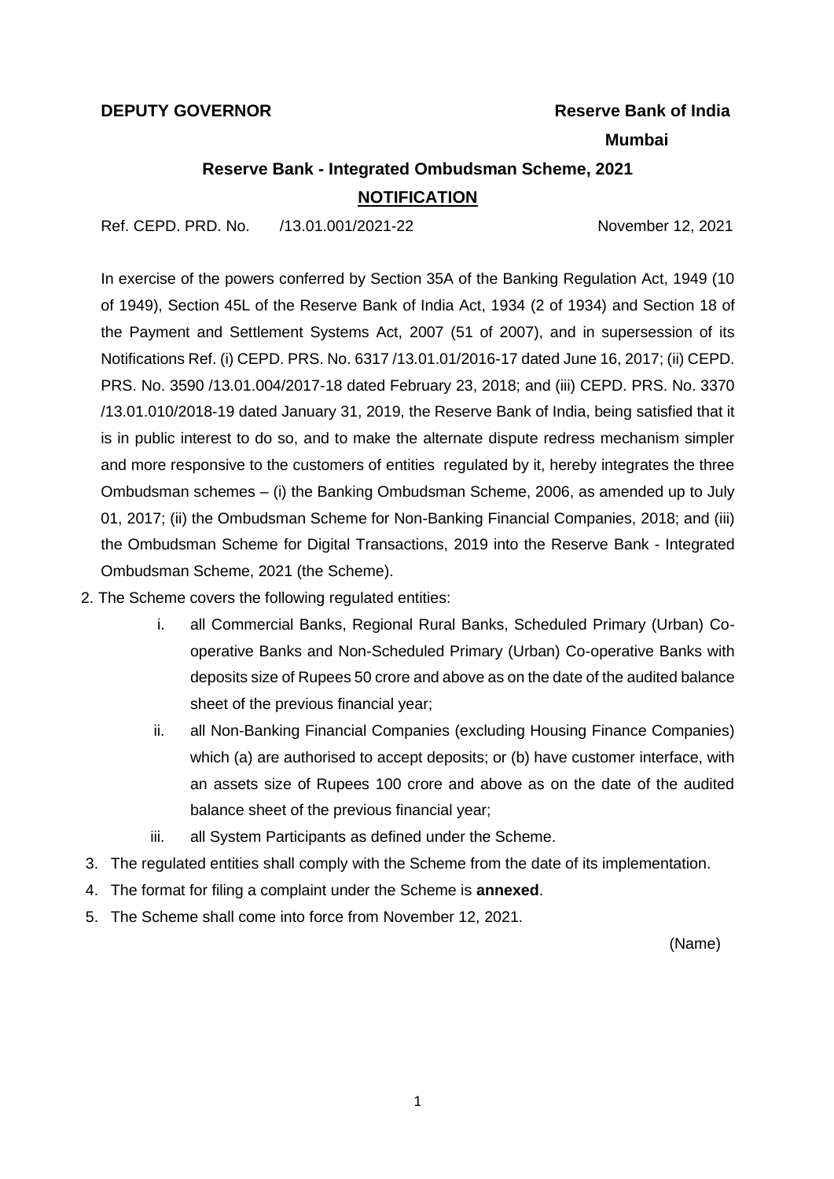**DEPUTY GOVERNOR** **Reserve Bank of India**

**Mumbai**

## Reserve Bank - Integrated Ombudsman Scheme, 2021

## NOTIFICATION

Ref. CEPD. PRD. No. /13.01.001/2021-22 November 12, 2021

In exercise of the powers conferred by Section 35A of the Banking Regulation Act, 1949 (10 of 1949), Section 45L of the Reserve Bank of India Act, 1934 (2 of 1934) and Section 18 of the Payment and Settlement Systems Act, 2007 (51 of 2007), and in supersession of its Notifications Ref. (i) CEPD. PRS. No. 6317 /13.01.01/2016-17 dated June 16, 2017; (ii) CEPD. PRS. No. 3590 /13.01.004/2017-18 dated February 23, 2018; and (iii) CEPD. PRS. No. 3370 /13.01.010/2018-19 dated January 31, 2019, the Reserve Bank of India, being satisfied that it is in public interest to do so, and to make the alternate dispute redress mechanism simpler and more responsive to the customers of entities regulated by it, hereby integrates the three Ombudsman schemes – (i) the Banking Ombudsman Scheme, 2006, as amended up to July 01, 2017; (ii) the Ombudsman Scheme for Non-Banking Financial Companies, 2018; and (iii) the Ombudsman Scheme for Digital Transactions, 2019 into the Reserve Bank - Integrated Ombudsman Scheme, 2021 (the Scheme).

2. The Scheme covers the following regulated entities:
   i. all Commercial Banks, Regional Rural Banks, Scheduled Primary (Urban) Co-operative Banks and Non-Scheduled Primary (Urban) Co-operative Banks with deposits size of Rupees 50 crore and above as on the date of the audited balance sheet of the previous financial year;
   ii. all Non-Banking Financial Companies (excluding Housing Finance Companies) which (a) are authorised to accept deposits; or (b) have customer interface, with an assets size of Rupees 100 crore and above as on the date of the audited balance sheet of the previous financial year;
   iii. all System Participants as defined under the Scheme.
3. The regulated entities shall comply with the Scheme from the date of its implementation.
4. The format for filing a complaint under the Scheme is **annexed**.
5. The Scheme shall come into force from November 12, 2021.

(Name)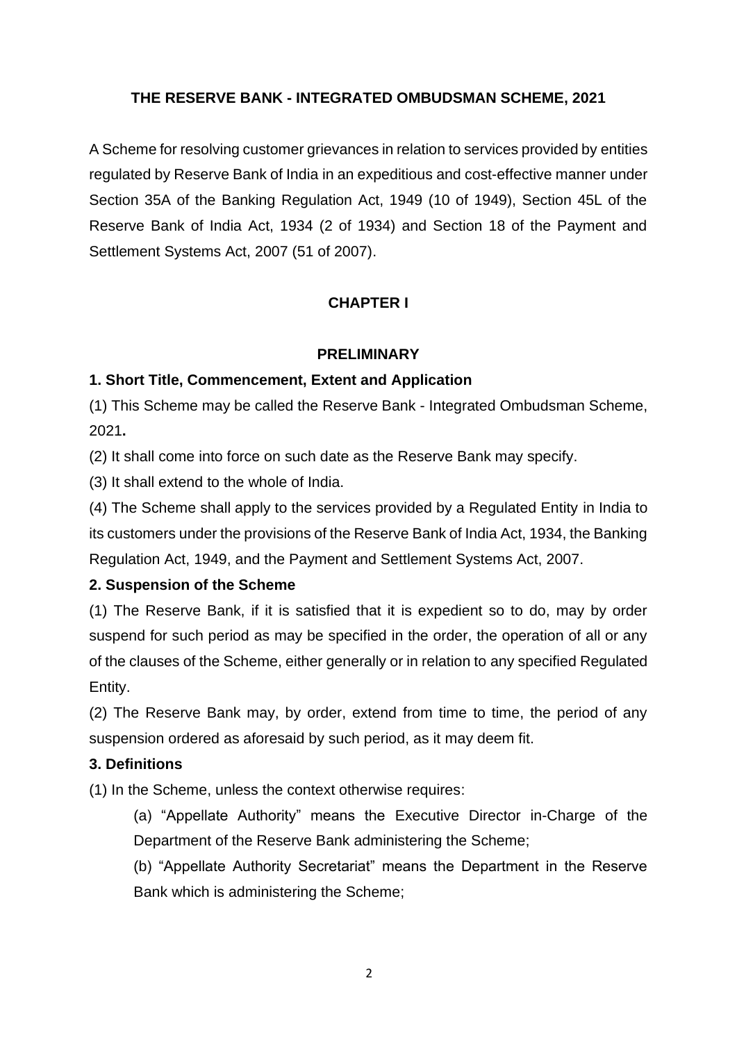# THE RESERVE BANK - INTEGRATED OMBUDSMAN SCHEME, 2021

A Scheme for resolving customer grievances in relation to services provided by entities regulated by Reserve Bank of India in an expeditious and cost-effective manner under Section 35A of the Banking Regulation Act, 1949 (10 of 1949), Section 45L of the Reserve Bank of India Act, 1934 (2 of 1934) and Section 18 of the Payment and Settlement Systems Act, 2007 (51 of 2007).

## CHAPTER I

## PRELIMINARY

### 1. Short Title, Commencement, Extent and Application

(1) This Scheme may be called the Reserve Bank - Integrated Ombudsman Scheme, 2021**.**

(2) It shall come into force on such date as the Reserve Bank may specify.

(3) It shall extend to the whole of India.

(4) The Scheme shall apply to the services provided by a Regulated Entity in India to its customers under the provisions of the Reserve Bank of India Act, 1934, the Banking Regulation Act, 1949, and the Payment and Settlement Systems Act, 2007.

### 2. Suspension of the Scheme

(1) The Reserve Bank, if it is satisfied that it is expedient so to do, may by order suspend for such period as may be specified in the order, the operation of all or any of the clauses of the Scheme, either generally or in relation to any specified Regulated Entity.

(2) The Reserve Bank may, by order, extend from time to time, the period of any suspension ordered as aforesaid by such period, as it may deem fit.

### 3. Definitions

(1) In the Scheme, unless the context otherwise requires:

(a) "Appellate Authority" means the Executive Director in-Charge of the Department of the Reserve Bank administering the Scheme;

(b) "Appellate Authority Secretariat" means the Department in the Reserve Bank which is administering the Scheme;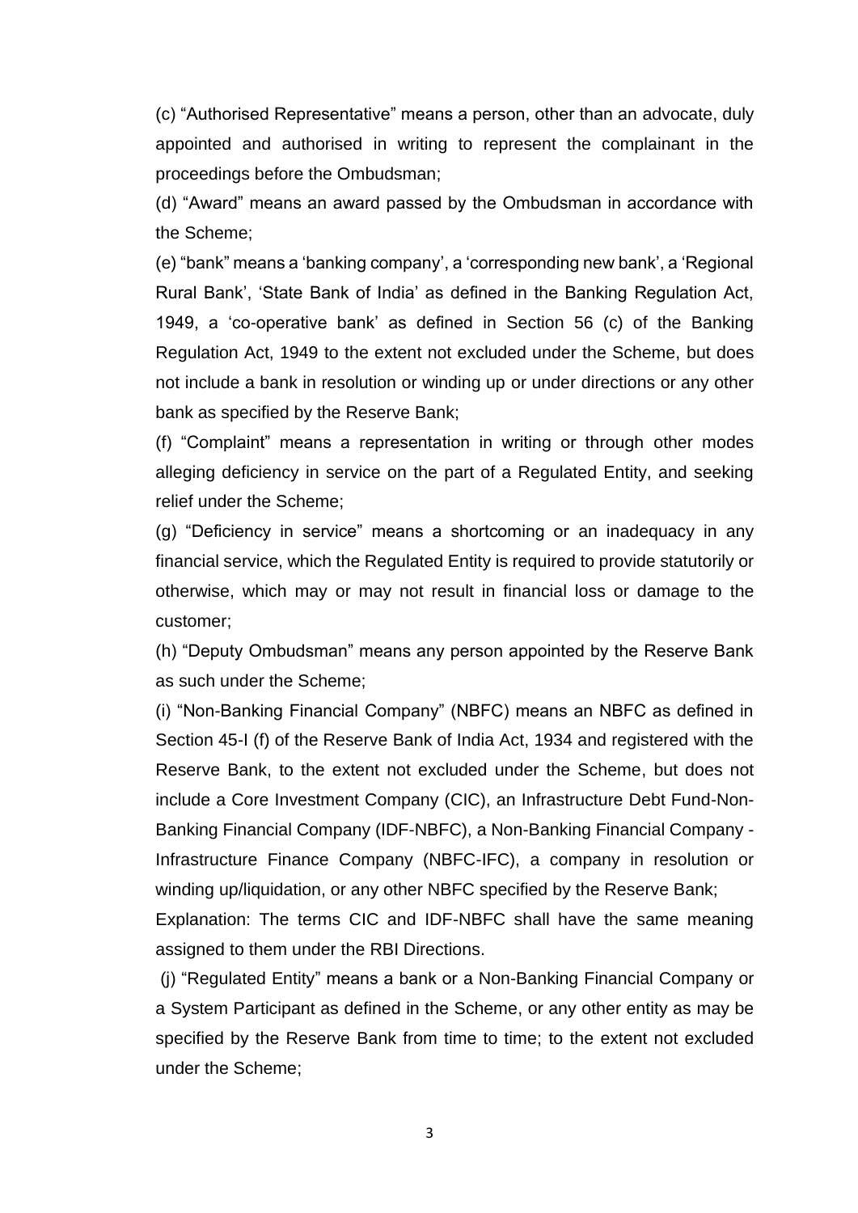(c) “Authorised Representative” means a person, other than an advocate, duly appointed and authorised in writing to represent the complainant in the proceedings before the Ombudsman;

(d) “Award” means an award passed by the Ombudsman in accordance with the Scheme;

(e) “bank” means a ‘banking company’, a ‘corresponding new bank’, a ‘Regional Rural Bank’, ‘State Bank of India’ as defined in the Banking Regulation Act, 1949, a ‘co-operative bank’ as defined in Section 56 (c) of the Banking Regulation Act, 1949 to the extent not excluded under the Scheme, but does not include a bank in resolution or winding up or under directions or any other bank as specified by the Reserve Bank;

(f) “Complaint” means a representation in writing or through other modes alleging deficiency in service on the part of a Regulated Entity, and seeking relief under the Scheme;

(g) “Deficiency in service” means a shortcoming or an inadequacy in any financial service, which the Regulated Entity is required to provide statutorily or otherwise, which may or may not result in financial loss or damage to the customer;

(h) “Deputy Ombudsman” means any person appointed by the Reserve Bank as such under the Scheme;

(i) “Non-Banking Financial Company” (NBFC) means an NBFC as defined in Section 45-I (f) of the Reserve Bank of India Act, 1934 and registered with the Reserve Bank, to the extent not excluded under the Scheme, but does not include a Core Investment Company (CIC), an Infrastructure Debt Fund-Non-Banking Financial Company (IDF-NBFC), a Non-Banking Financial Company - Infrastructure Finance Company (NBFC-IFC), a company in resolution or winding up/liquidation, or any other NBFC specified by the Reserve Bank;

Explanation: The terms CIC and IDF-NBFC shall have the same meaning assigned to them under the RBI Directions.

(j) “Regulated Entity” means a bank or a Non-Banking Financial Company or a System Participant as defined in the Scheme, or any other entity as may be specified by the Reserve Bank from time to time; to the extent not excluded under the Scheme;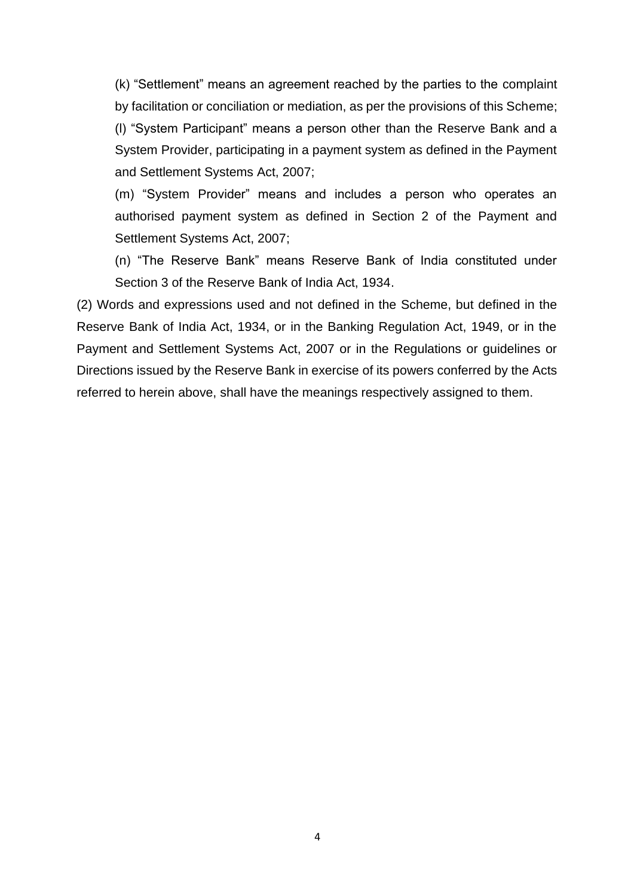(k) "Settlement" means an agreement reached by the parties to the complaint by facilitation or conciliation or mediation, as per the provisions of this Scheme;

(l) "System Participant" means a person other than the Reserve Bank and a System Provider, participating in a payment system as defined in the Payment and Settlement Systems Act, 2007;

(m) "System Provider" means and includes a person who operates an authorised payment system as defined in Section 2 of the Payment and Settlement Systems Act, 2007;

(n) "The Reserve Bank" means Reserve Bank of India constituted under Section 3 of the Reserve Bank of India Act, 1934.

(2) Words and expressions used and not defined in the Scheme, but defined in the Reserve Bank of India Act, 1934, or in the Banking Regulation Act, 1949, or in the Payment and Settlement Systems Act, 2007 or in the Regulations or guidelines or Directions issued by the Reserve Bank in exercise of its powers conferred by the Acts referred to herein above, shall have the meanings respectively assigned to them.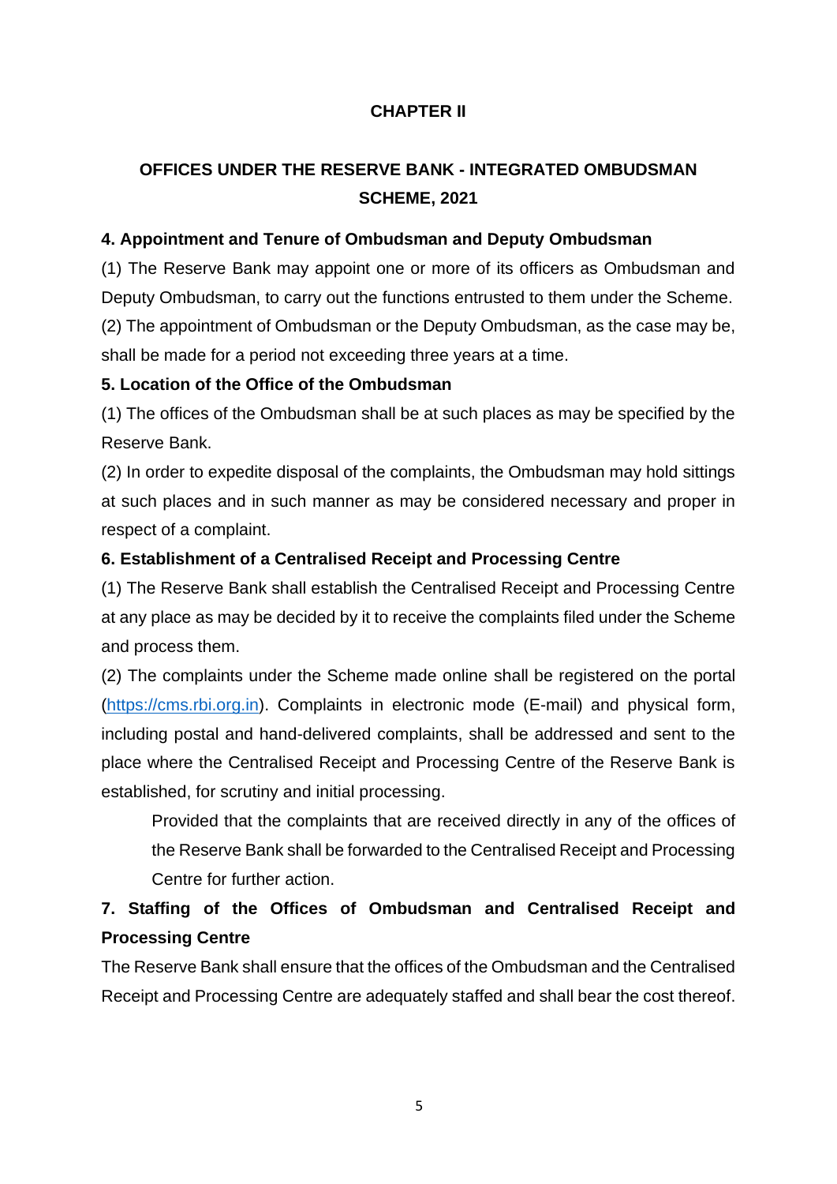## CHAPTER II

## OFFICES UNDER THE RESERVE BANK - INTEGRATED OMBUDSMAN SCHEME, 2021

### 4. Appointment and Tenure of Ombudsman and Deputy Ombudsman

(1) The Reserve Bank may appoint one or more of its officers as Ombudsman and Deputy Ombudsman, to carry out the functions entrusted to them under the Scheme.

(2) The appointment of Ombudsman or the Deputy Ombudsman, as the case may be, shall be made for a period not exceeding three years at a time.

### 5. Location of the Office of the Ombudsman

(1) The offices of the Ombudsman shall be at such places as may be specified by the Reserve Bank.

(2) In order to expedite disposal of the complaints, the Ombudsman may hold sittings at such places and in such manner as may be considered necessary and proper in respect of a complaint.

### 6. Establishment of a Centralised Receipt and Processing Centre

(1) The Reserve Bank shall establish the Centralised Receipt and Processing Centre at any place as may be decided by it to receive the complaints filed under the Scheme and process them.

(2) The complaints under the Scheme made online shall be registered on the portal (https://cms.rbi.org.in). Complaints in electronic mode (E-mail) and physical form, including postal and hand-delivered complaints, shall be addressed and sent to the place where the Centralised Receipt and Processing Centre of the Reserve Bank is established, for scrutiny and initial processing.

> Provided that the complaints that are received directly in any of the offices of the Reserve Bank shall be forwarded to the Centralised Receipt and Processing Centre for further action.

### 7. Staffing of the Offices of Ombudsman and Centralised Receipt and Processing Centre

The Reserve Bank shall ensure that the offices of the Ombudsman and the Centralised Receipt and Processing Centre are adequately staffed and shall bear the cost thereof.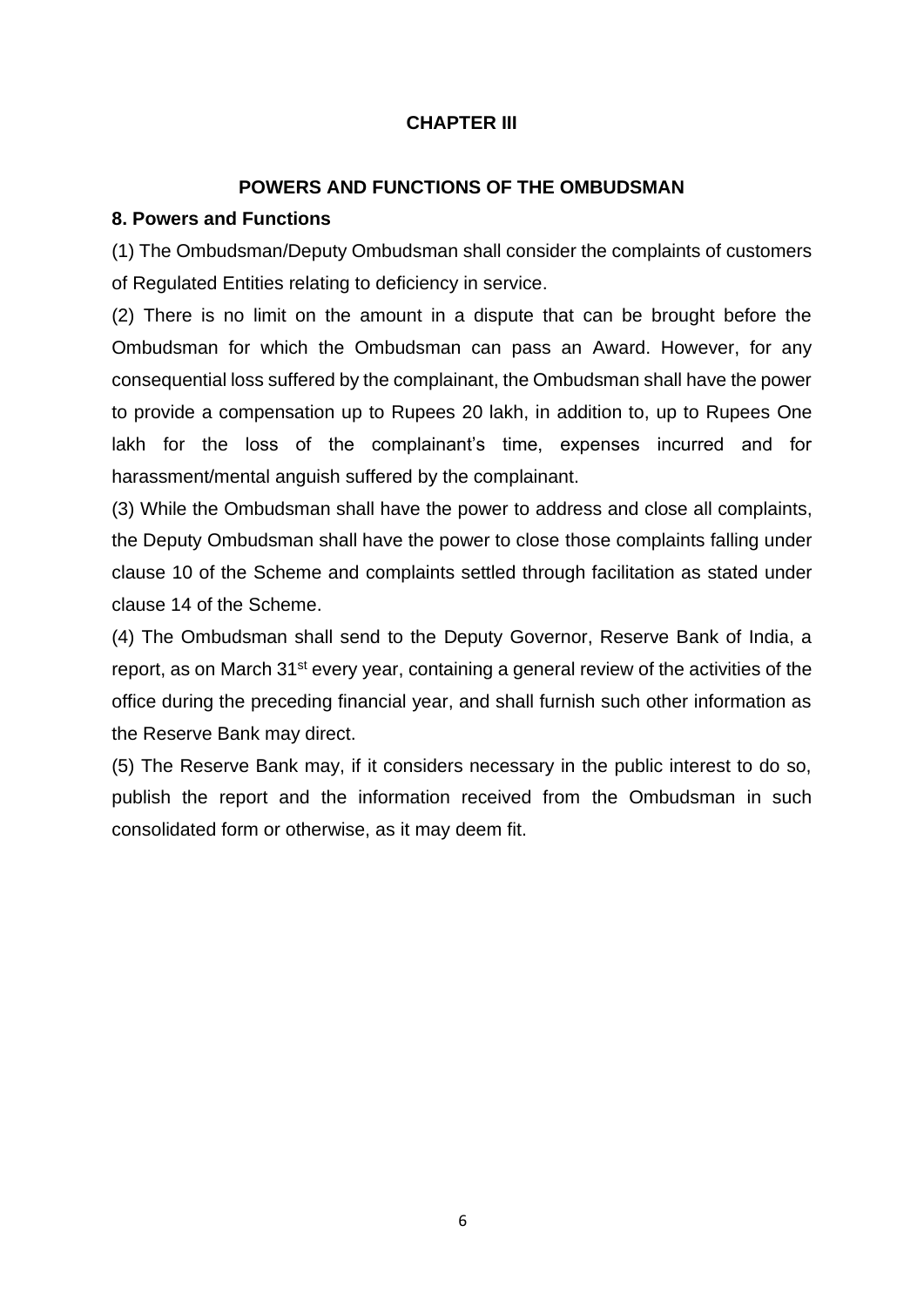# CHAPTER III

## POWERS AND FUNCTIONS OF THE OMBUDSMAN

### 8. Powers and Functions

(1) The Ombudsman/Deputy Ombudsman shall consider the complaints of customers of Regulated Entities relating to deficiency in service.

(2) There is no limit on the amount in a dispute that can be brought before the Ombudsman for which the Ombudsman can pass an Award. However, for any consequential loss suffered by the complainant, the Ombudsman shall have the power to provide a compensation up to Rupees 20 lakh, in addition to, up to Rupees One lakh for the loss of the complainant's time, expenses incurred and for harassment/mental anguish suffered by the complainant.

(3) While the Ombudsman shall have the power to address and close all complaints, the Deputy Ombudsman shall have the power to close those complaints falling under clause 10 of the Scheme and complaints settled through facilitation as stated under clause 14 of the Scheme.

(4) The Ombudsman shall send to the Deputy Governor, Reserve Bank of India, a report, as on March 31st every year, containing a general review of the activities of the office during the preceding financial year, and shall furnish such other information as the Reserve Bank may direct.

(5) The Reserve Bank may, if it considers necessary in the public interest to do so, publish the report and the information received from the Ombudsman in such consolidated form or otherwise, as it may deem fit.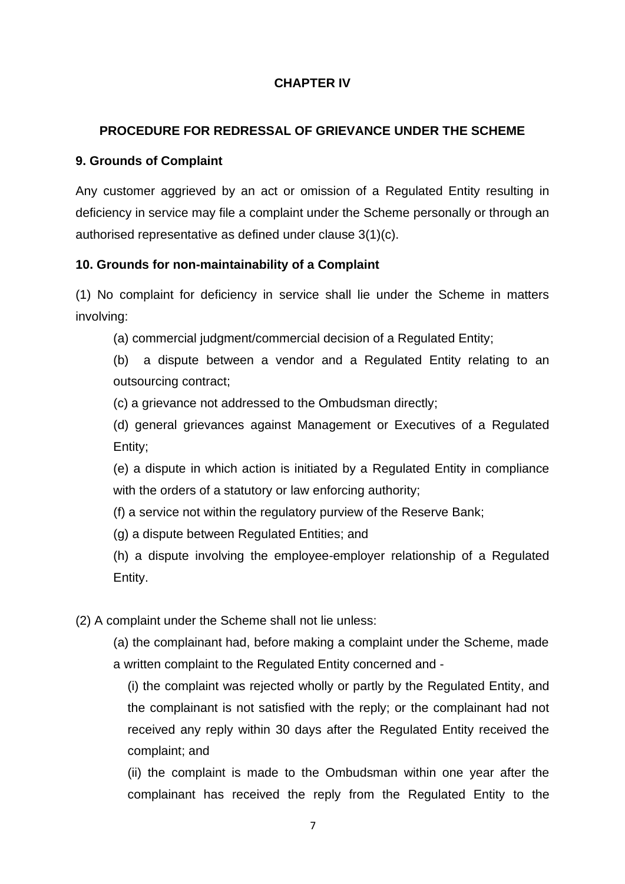# CHAPTER IV

## PROCEDURE FOR REDRESSAL OF GRIEVANCE UNDER THE SCHEME

### 9. Grounds of Complaint

Any customer aggrieved by an act or omission of a Regulated Entity resulting in deficiency in service may file a complaint under the Scheme personally or through an authorised representative as defined under clause 3(1)(c).

### 10. Grounds for non-maintainability of a Complaint

(1) No complaint for deficiency in service shall lie under the Scheme in matters involving:

(a) commercial judgment/commercial decision of a Regulated Entity;

(b) a dispute between a vendor and a Regulated Entity relating to an outsourcing contract;

(c) a grievance not addressed to the Ombudsman directly;

(d) general grievances against Management or Executives of a Regulated Entity;

(e) a dispute in which action is initiated by a Regulated Entity in compliance with the orders of a statutory or law enforcing authority;

(f) a service not within the regulatory purview of the Reserve Bank;

(g) a dispute between Regulated Entities; and

(h) a dispute involving the employee-employer relationship of a Regulated Entity.

(2) A complaint under the Scheme shall not lie unless:

(a) the complainant had, before making a complaint under the Scheme, made a written complaint to the Regulated Entity concerned and -

(i) the complaint was rejected wholly or partly by the Regulated Entity, and the complainant is not satisfied with the reply; or the complainant had not received any reply within 30 days after the Regulated Entity received the complaint; and

(ii) the complaint is made to the Ombudsman within one year after the complainant has received the reply from the Regulated Entity to the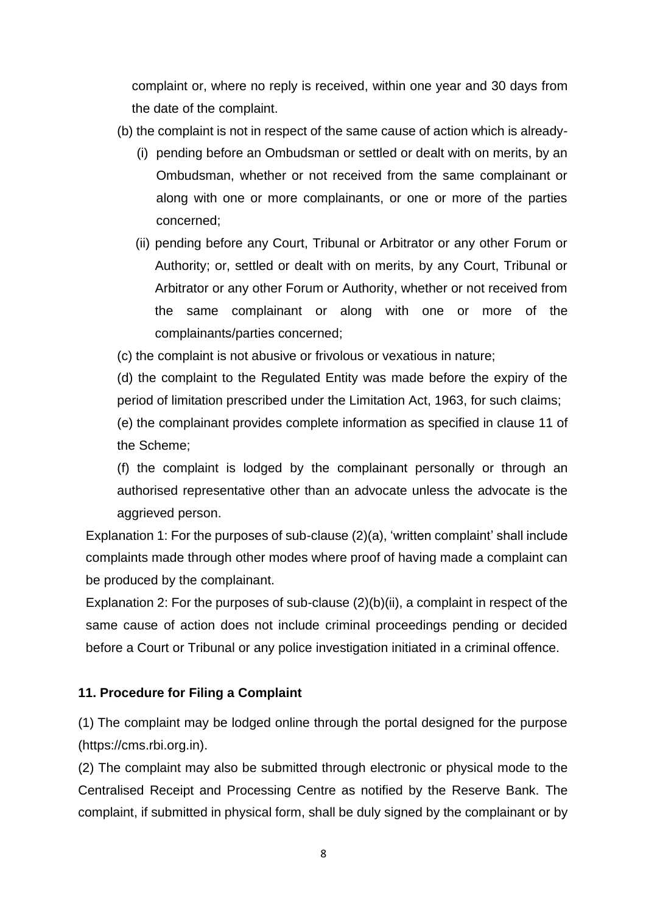complaint or, where no reply is received, within one year and 30 days from the date of the complaint.

(b) the complaint is not in respect of the same cause of action which is already-

(i) pending before an Ombudsman or settled or dealt with on merits, by an Ombudsman, whether or not received from the same complainant or along with one or more complainants, or one or more of the parties concerned;

(ii) pending before any Court, Tribunal or Arbitrator or any other Forum or Authority; or, settled or dealt with on merits, by any Court, Tribunal or Arbitrator or any other Forum or Authority, whether or not received from the same complainant or along with one or more of the complainants/parties concerned;

(c) the complaint is not abusive or frivolous or vexatious in nature;

(d) the complaint to the Regulated Entity was made before the expiry of the period of limitation prescribed under the Limitation Act, 1963, for such claims;

(e) the complainant provides complete information as specified in clause 11 of the Scheme;

(f) the complaint is lodged by the complainant personally or through an authorised representative other than an advocate unless the advocate is the aggrieved person.

Explanation 1: For the purposes of sub-clause (2)(a), 'written complaint' shall include complaints made through other modes where proof of having made a complaint can be produced by the complainant.

Explanation 2: For the purposes of sub-clause (2)(b)(ii), a complaint in respect of the same cause of action does not include criminal proceedings pending or decided before a Court or Tribunal or any police investigation initiated in a criminal offence.

### 11. Procedure for Filing a Complaint

(1) The complaint may be lodged online through the portal designed for the purpose (https://cms.rbi.org.in).

(2) The complaint may also be submitted through electronic or physical mode to the Centralised Receipt and Processing Centre as notified by the Reserve Bank. The complaint, if submitted in physical form, shall be duly signed by the complainant or by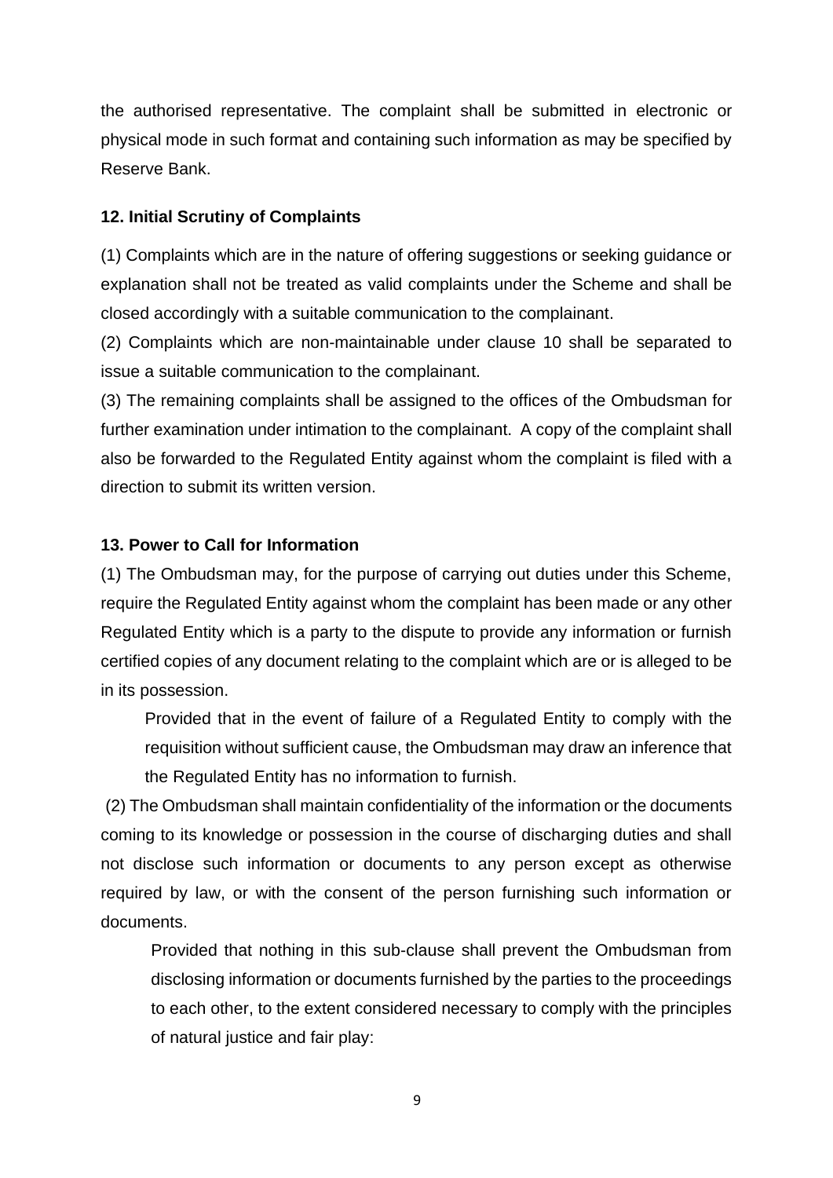the authorised representative. The complaint shall be submitted in electronic or physical mode in such format and containing such information as may be specified by Reserve Bank.

**12. Initial Scrutiny of Complaints**

(1) Complaints which are in the nature of offering suggestions or seeking guidance or explanation shall not be treated as valid complaints under the Scheme and shall be closed accordingly with a suitable communication to the complainant.

(2) Complaints which are non-maintainable under clause 10 shall be separated to issue a suitable communication to the complainant.

(3) The remaining complaints shall be assigned to the offices of the Ombudsman for further examination under intimation to the complainant. A copy of the complaint shall also be forwarded to the Regulated Entity against whom the complaint is filed with a direction to submit its written version.

**13. Power to Call for Information**

(1) The Ombudsman may, for the purpose of carrying out duties under this Scheme, require the Regulated Entity against whom the complaint has been made or any other Regulated Entity which is a party to the dispute to provide any information or furnish certified copies of any document relating to the complaint which are or is alleged to be in its possession.

> Provided that in the event of failure of a Regulated Entity to comply with the requisition without sufficient cause, the Ombudsman may draw an inference that the Regulated Entity has no information to furnish.

(2) The Ombudsman shall maintain confidentiality of the information or the documents coming to its knowledge or possession in the course of discharging duties and shall not disclose such information or documents to any person except as otherwise required by law, or with the consent of the person furnishing such information or documents.

> Provided that nothing in this sub-clause shall prevent the Ombudsman from disclosing information or documents furnished by the parties to the proceedings to each other, to the extent considered necessary to comply with the principles of natural justice and fair play: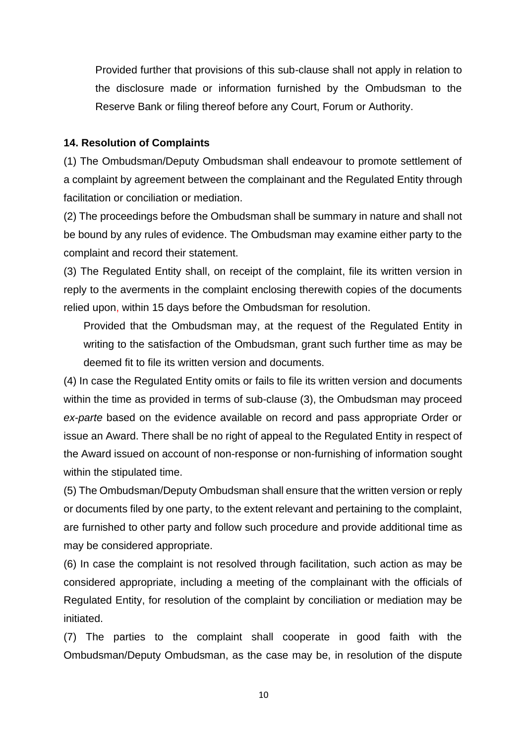Provided further that provisions of this sub-clause shall not apply in relation to the disclosure made or information furnished by the Ombudsman to the Reserve Bank or filing thereof before any Court, Forum or Authority.

**14. Resolution of Complaints**

(1) The Ombudsman/Deputy Ombudsman shall endeavour to promote settlement of a complaint by agreement between the complainant and the Regulated Entity through facilitation or conciliation or mediation.

(2) The proceedings before the Ombudsman shall be summary in nature and shall not be bound by any rules of evidence. The Ombudsman may examine either party to the complaint and record their statement.

(3) The Regulated Entity shall, on receipt of the complaint, file its written version in reply to the averments in the complaint enclosing therewith copies of the documents relied upon, within 15 days before the Ombudsman for resolution.

Provided that the Ombudsman may, at the request of the Regulated Entity in writing to the satisfaction of the Ombudsman, grant such further time as may be deemed fit to file its written version and documents.

(4) In case the Regulated Entity omits or fails to file its written version and documents within the time as provided in terms of sub-clause (3), the Ombudsman may proceed *ex-parte* based on the evidence available on record and pass appropriate Order or issue an Award. There shall be no right of appeal to the Regulated Entity in respect of the Award issued on account of non-response or non-furnishing of information sought within the stipulated time.

(5) The Ombudsman/Deputy Ombudsman shall ensure that the written version or reply or documents filed by one party, to the extent relevant and pertaining to the complaint, are furnished to other party and follow such procedure and provide additional time as may be considered appropriate.

(6) In case the complaint is not resolved through facilitation, such action as may be considered appropriate, including a meeting of the complainant with the officials of Regulated Entity, for resolution of the complaint by conciliation or mediation may be initiated.

(7) The parties to the complaint shall cooperate in good faith with the Ombudsman/Deputy Ombudsman, as the case may be, in resolution of the dispute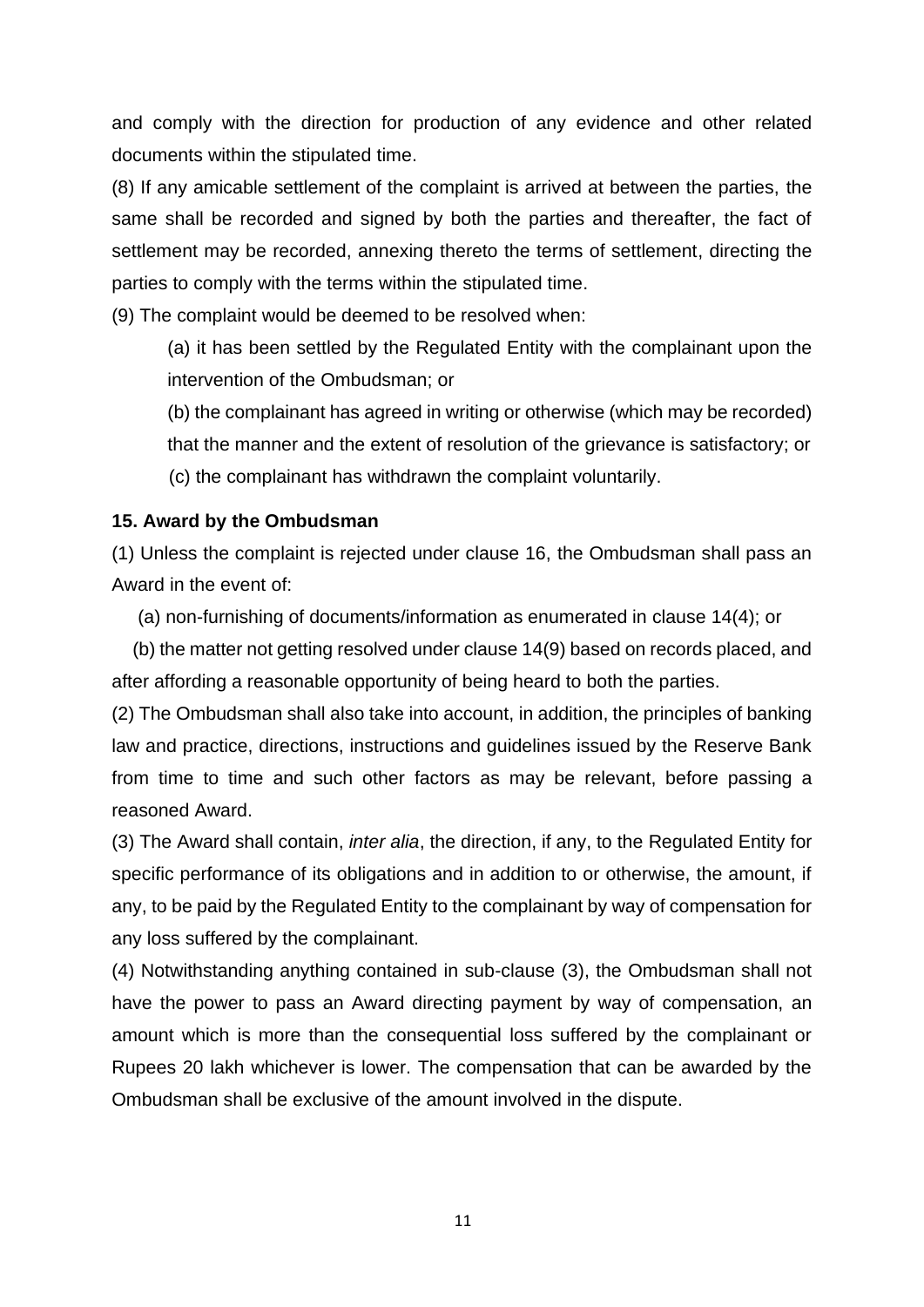and comply with the direction for production of any evidence and other related documents within the stipulated time.

(8) If any amicable settlement of the complaint is arrived at between the parties, the same shall be recorded and signed by both the parties and thereafter, the fact of settlement may be recorded, annexing thereto the terms of settlement, directing the parties to comply with the terms within the stipulated time.

(9) The complaint would be deemed to be resolved when:

(a) it has been settled by the Regulated Entity with the complainant upon the intervention of the Ombudsman; or

(b) the complainant has agreed in writing or otherwise (which may be recorded) that the manner and the extent of resolution of the grievance is satisfactory; or

(c) the complainant has withdrawn the complaint voluntarily.

**15. Award by the Ombudsman**

(1) Unless the complaint is rejected under clause 16, the Ombudsman shall pass an Award in the event of:

(a) non-furnishing of documents/information as enumerated in clause 14(4); or

(b) the matter not getting resolved under clause 14(9) based on records placed, and after affording a reasonable opportunity of being heard to both the parties.

(2) The Ombudsman shall also take into account, in addition, the principles of banking law and practice, directions, instructions and guidelines issued by the Reserve Bank from time to time and such other factors as may be relevant, before passing a reasoned Award.

(3) The Award shall contain, *inter alia*, the direction, if any, to the Regulated Entity for specific performance of its obligations and in addition to or otherwise, the amount, if any, to be paid by the Regulated Entity to the complainant by way of compensation for any loss suffered by the complainant.

(4) Notwithstanding anything contained in sub-clause (3), the Ombudsman shall not have the power to pass an Award directing payment by way of compensation, an amount which is more than the consequential loss suffered by the complainant or Rupees 20 lakh whichever is lower. The compensation that can be awarded by the Ombudsman shall be exclusive of the amount involved in the dispute.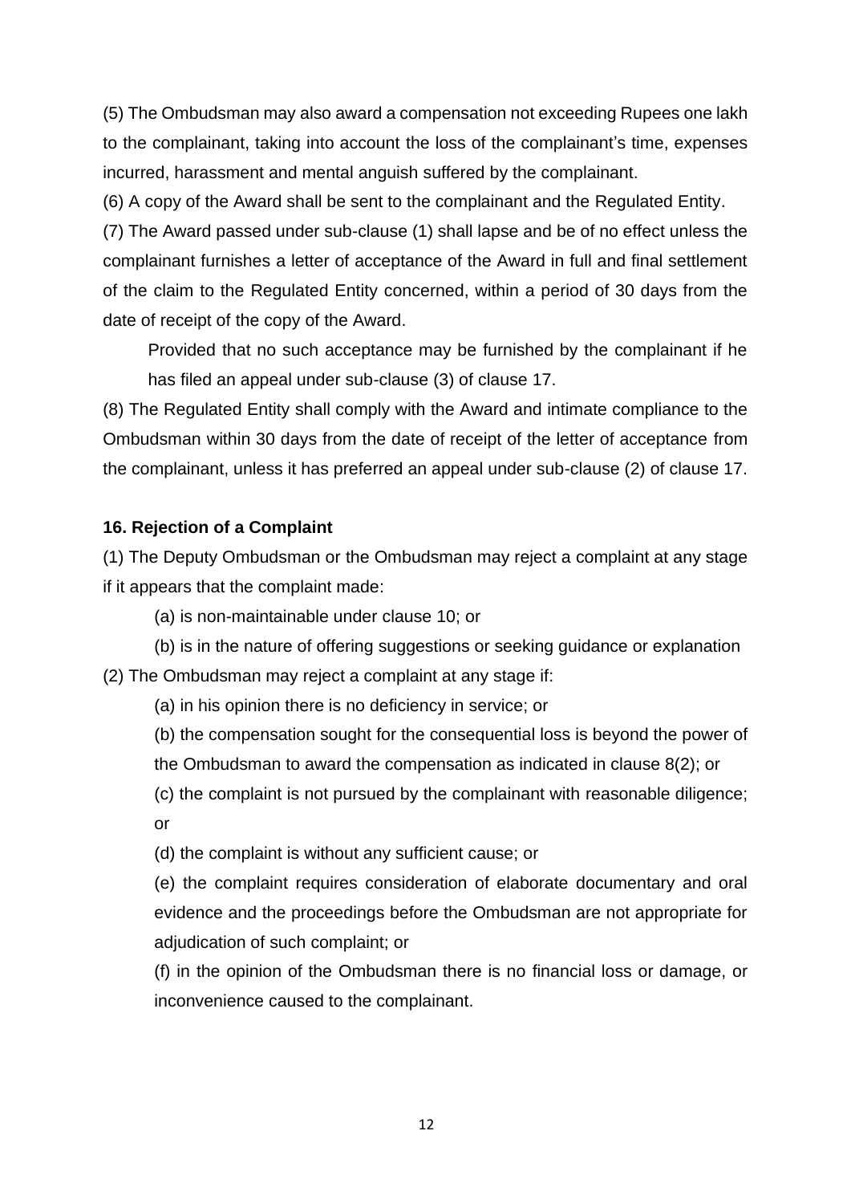(5) The Ombudsman may also award a compensation not exceeding Rupees one lakh to the complainant, taking into account the loss of the complainant's time, expenses incurred, harassment and mental anguish suffered by the complainant.

(6) A copy of the Award shall be sent to the complainant and the Regulated Entity.

(7) The Award passed under sub-clause (1) shall lapse and be of no effect unless the complainant furnishes a letter of acceptance of the Award in full and final settlement of the claim to the Regulated Entity concerned, within a period of 30 days from the date of receipt of the copy of the Award.

> Provided that no such acceptance may be furnished by the complainant if he has filed an appeal under sub-clause (3) of clause 17.

(8) The Regulated Entity shall comply with the Award and intimate compliance to the Ombudsman within 30 days from the date of receipt of the letter of acceptance from the complainant, unless it has preferred an appeal under sub-clause (2) of clause 17.

**16. Rejection of a Complaint**

(1) The Deputy Ombudsman or the Ombudsman may reject a complaint at any stage if it appears that the complaint made:

(a) is non-maintainable under clause 10; or

(b) is in the nature of offering suggestions or seeking guidance or explanation

(2) The Ombudsman may reject a complaint at any stage if:

(a) in his opinion there is no deficiency in service; or

(b) the compensation sought for the consequential loss is beyond the power of the Ombudsman to award the compensation as indicated in clause 8(2); or

(c) the complaint is not pursued by the complainant with reasonable diligence; or

(d) the complaint is without any sufficient cause; or

(e) the complaint requires consideration of elaborate documentary and oral evidence and the proceedings before the Ombudsman are not appropriate for adjudication of such complaint; or

(f) in the opinion of the Ombudsman there is no financial loss or damage, or inconvenience caused to the complainant.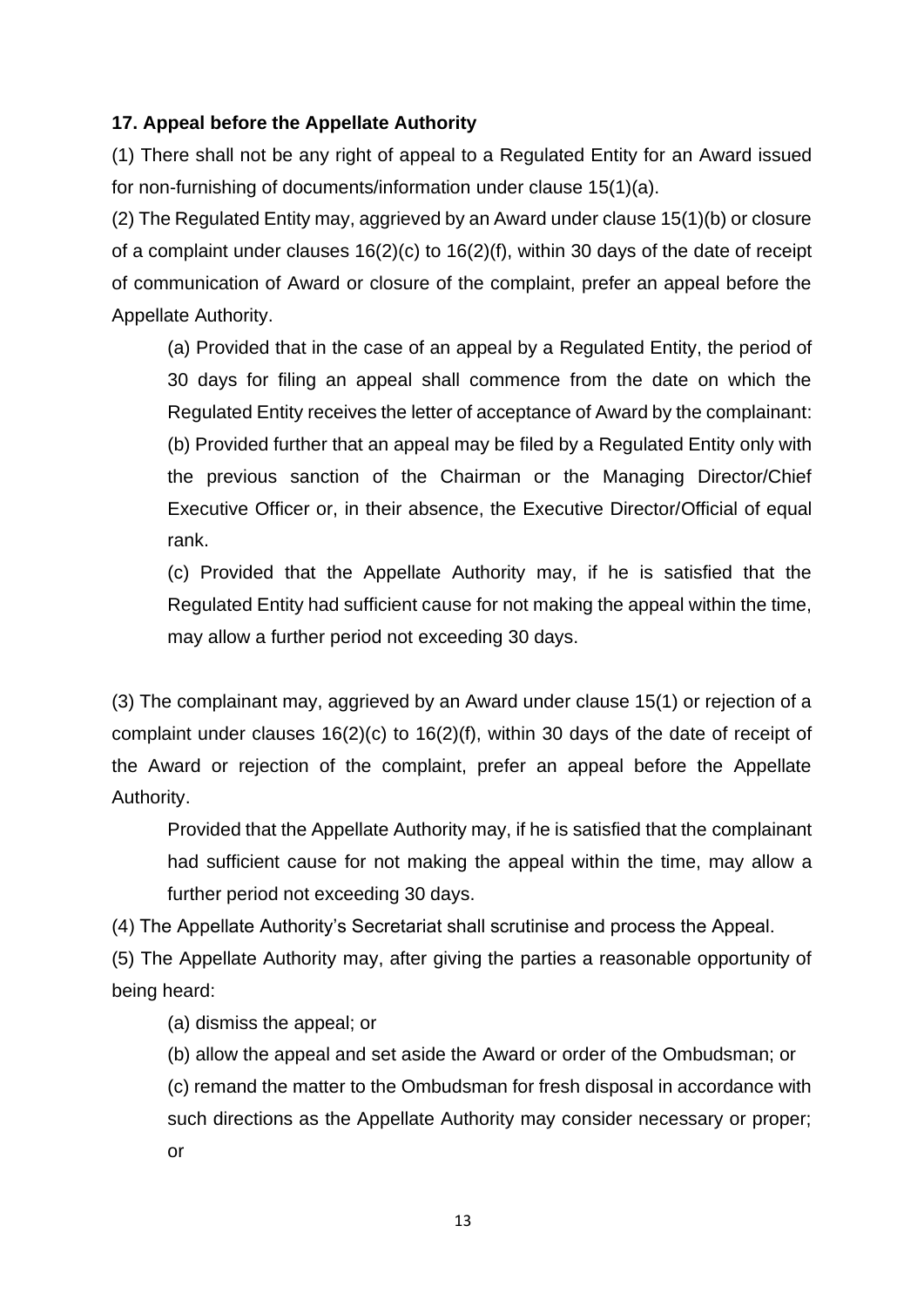**17. Appeal before the Appellate Authority**

(1) There shall not be any right of appeal to a Regulated Entity for an Award issued for non-furnishing of documents/information under clause 15(1)(a).

(2) The Regulated Entity may, aggrieved by an Award under clause 15(1)(b) or closure of a complaint under clauses 16(2)(c) to 16(2)(f), within 30 days of the date of receipt of communication of Award or closure of the complaint, prefer an appeal before the Appellate Authority.

> (a) Provided that in the case of an appeal by a Regulated Entity, the period of 30 days for filing an appeal shall commence from the date on which the Regulated Entity receives the letter of acceptance of Award by the complainant:
>
> (b) Provided further that an appeal may be filed by a Regulated Entity only with the previous sanction of the Chairman or the Managing Director/Chief Executive Officer or, in their absence, the Executive Director/Official of equal rank.
>
> (c) Provided that the Appellate Authority may, if he is satisfied that the Regulated Entity had sufficient cause for not making the appeal within the time, may allow a further period not exceeding 30 days.

(3) The complainant may, aggrieved by an Award under clause 15(1) or rejection of a complaint under clauses 16(2)(c) to 16(2)(f), within 30 days of the date of receipt of the Award or rejection of the complaint, prefer an appeal before the Appellate Authority.

> Provided that the Appellate Authority may, if he is satisfied that the complainant had sufficient cause for not making the appeal within the time, may allow a further period not exceeding 30 days.

(4) The Appellate Authority's Secretariat shall scrutinise and process the Appeal.

(5) The Appellate Authority may, after giving the parties a reasonable opportunity of being heard:

> (a) dismiss the appeal; or
>
> (b) allow the appeal and set aside the Award or order of the Ombudsman; or
>
> (c) remand the matter to the Ombudsman for fresh disposal in accordance with such directions as the Appellate Authority may consider necessary or proper; or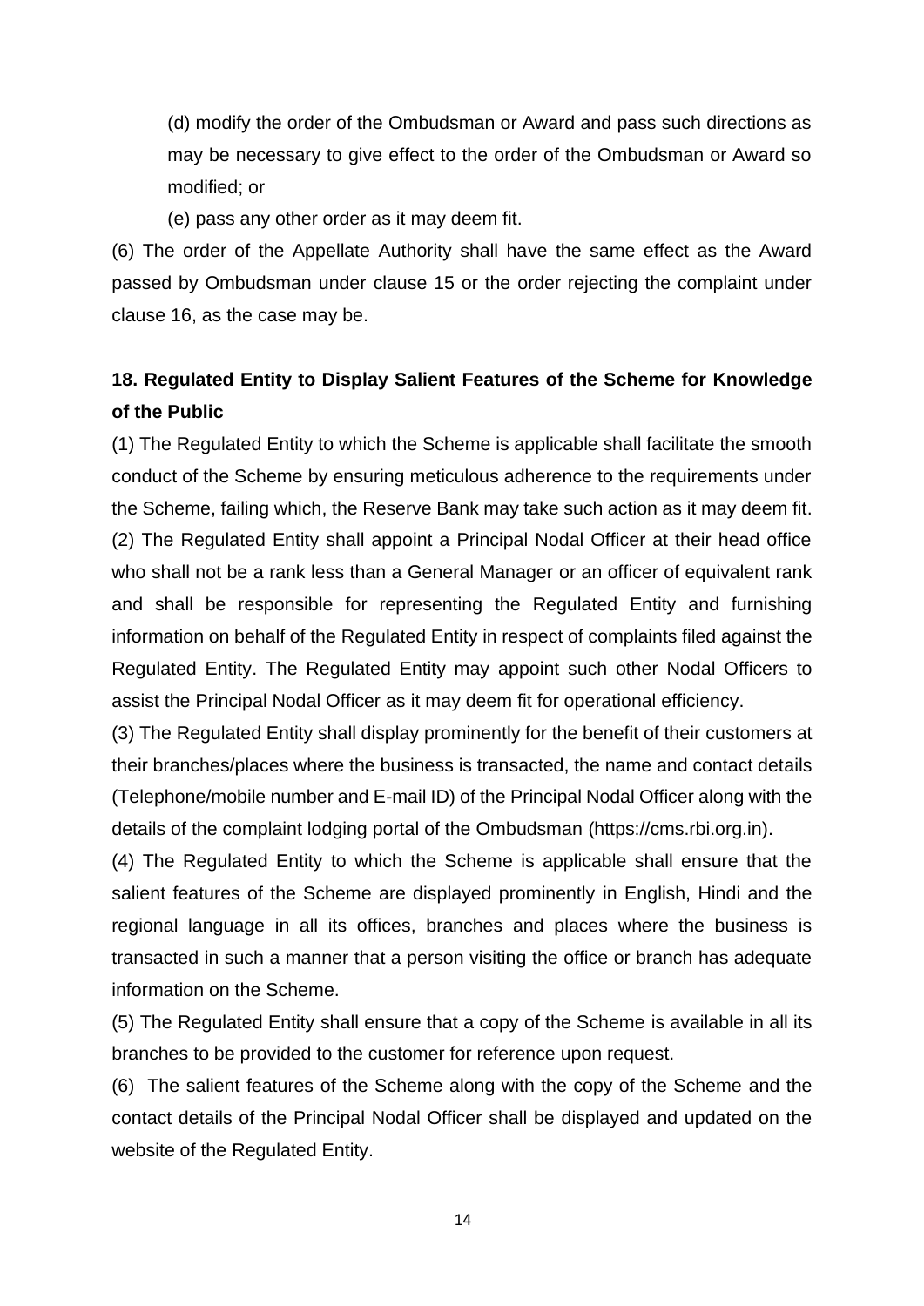(d) modify the order of the Ombudsman or Award and pass such directions as may be necessary to give effect to the order of the Ombudsman or Award so modified; or

(e) pass any other order as it may deem fit.

(6) The order of the Appellate Authority shall have the same effect as the Award passed by Ombudsman under clause 15 or the order rejecting the complaint under clause 16, as the case may be.

**18. Regulated Entity to Display Salient Features of the Scheme for Knowledge of the Public**

(1) The Regulated Entity to which the Scheme is applicable shall facilitate the smooth conduct of the Scheme by ensuring meticulous adherence to the requirements under the Scheme, failing which, the Reserve Bank may take such action as it may deem fit.

(2) The Regulated Entity shall appoint a Principal Nodal Officer at their head office who shall not be a rank less than a General Manager or an officer of equivalent rank and shall be responsible for representing the Regulated Entity and furnishing information on behalf of the Regulated Entity in respect of complaints filed against the Regulated Entity. The Regulated Entity may appoint such other Nodal Officers to assist the Principal Nodal Officer as it may deem fit for operational efficiency.

(3) The Regulated Entity shall display prominently for the benefit of their customers at their branches/places where the business is transacted, the name and contact details (Telephone/mobile number and E-mail ID) of the Principal Nodal Officer along with the details of the complaint lodging portal of the Ombudsman (https://cms.rbi.org.in).

(4) The Regulated Entity to which the Scheme is applicable shall ensure that the salient features of the Scheme are displayed prominently in English, Hindi and the regional language in all its offices, branches and places where the business is transacted in such a manner that a person visiting the office or branch has adequate information on the Scheme.

(5) The Regulated Entity shall ensure that a copy of the Scheme is available in all its branches to be provided to the customer for reference upon request.

(6) The salient features of the Scheme along with the copy of the Scheme and the contact details of the Principal Nodal Officer shall be displayed and updated on the website of the Regulated Entity.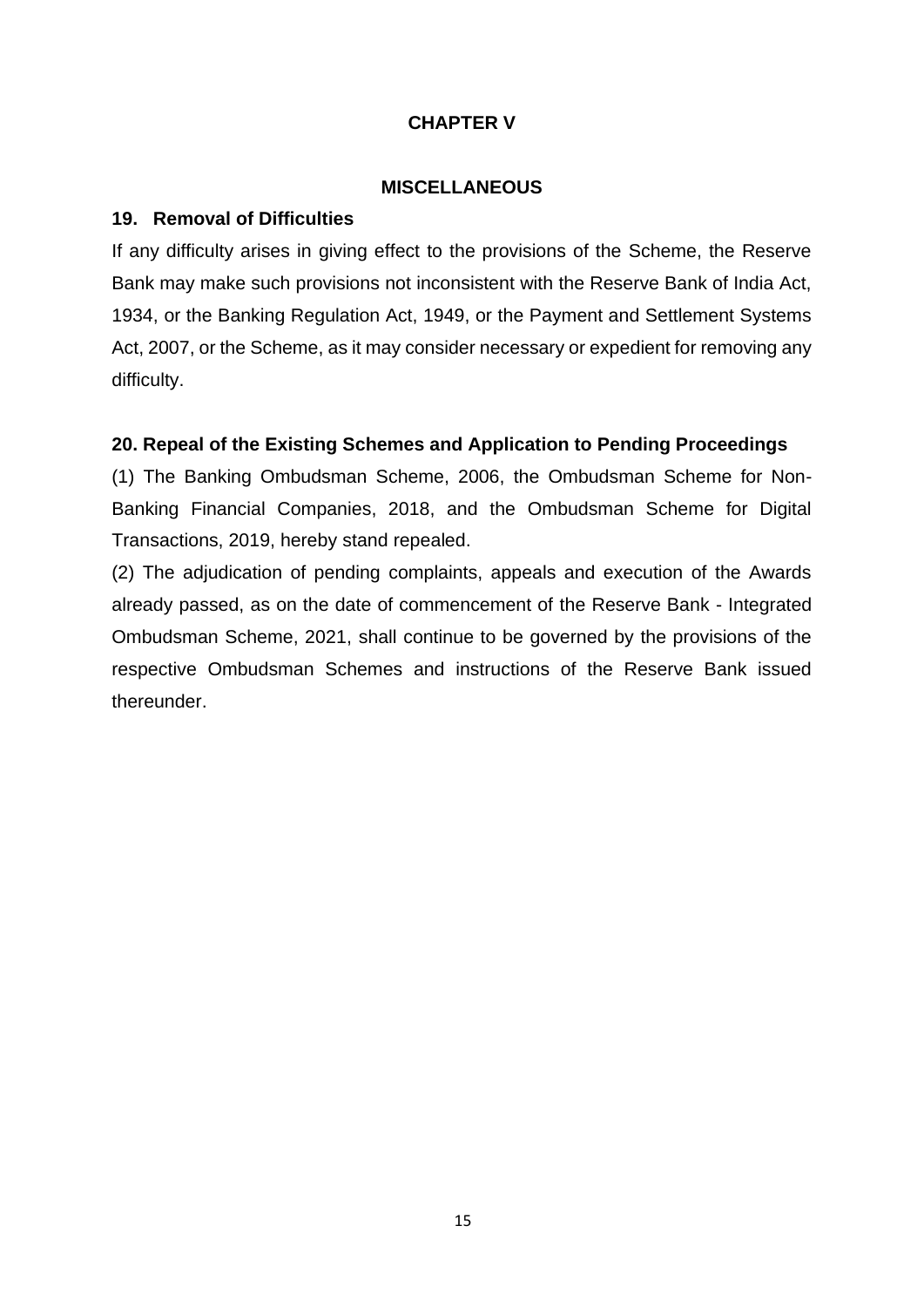# CHAPTER V

## MISCELLANEOUS

### 19. Removal of Difficulties

If any difficulty arises in giving effect to the provisions of the Scheme, the Reserve Bank may make such provisions not inconsistent with the Reserve Bank of India Act, 1934, or the Banking Regulation Act, 1949, or the Payment and Settlement Systems Act, 2007, or the Scheme, as it may consider necessary or expedient for removing any difficulty.

### 20. Repeal of the Existing Schemes and Application to Pending Proceedings

(1) The Banking Ombudsman Scheme, 2006, the Ombudsman Scheme for Non-Banking Financial Companies, 2018, and the Ombudsman Scheme for Digital Transactions, 2019, hereby stand repealed.

(2) The adjudication of pending complaints, appeals and execution of the Awards already passed, as on the date of commencement of the Reserve Bank - Integrated Ombudsman Scheme, 2021, shall continue to be governed by the provisions of the respective Ombudsman Schemes and instructions of the Reserve Bank issued thereunder.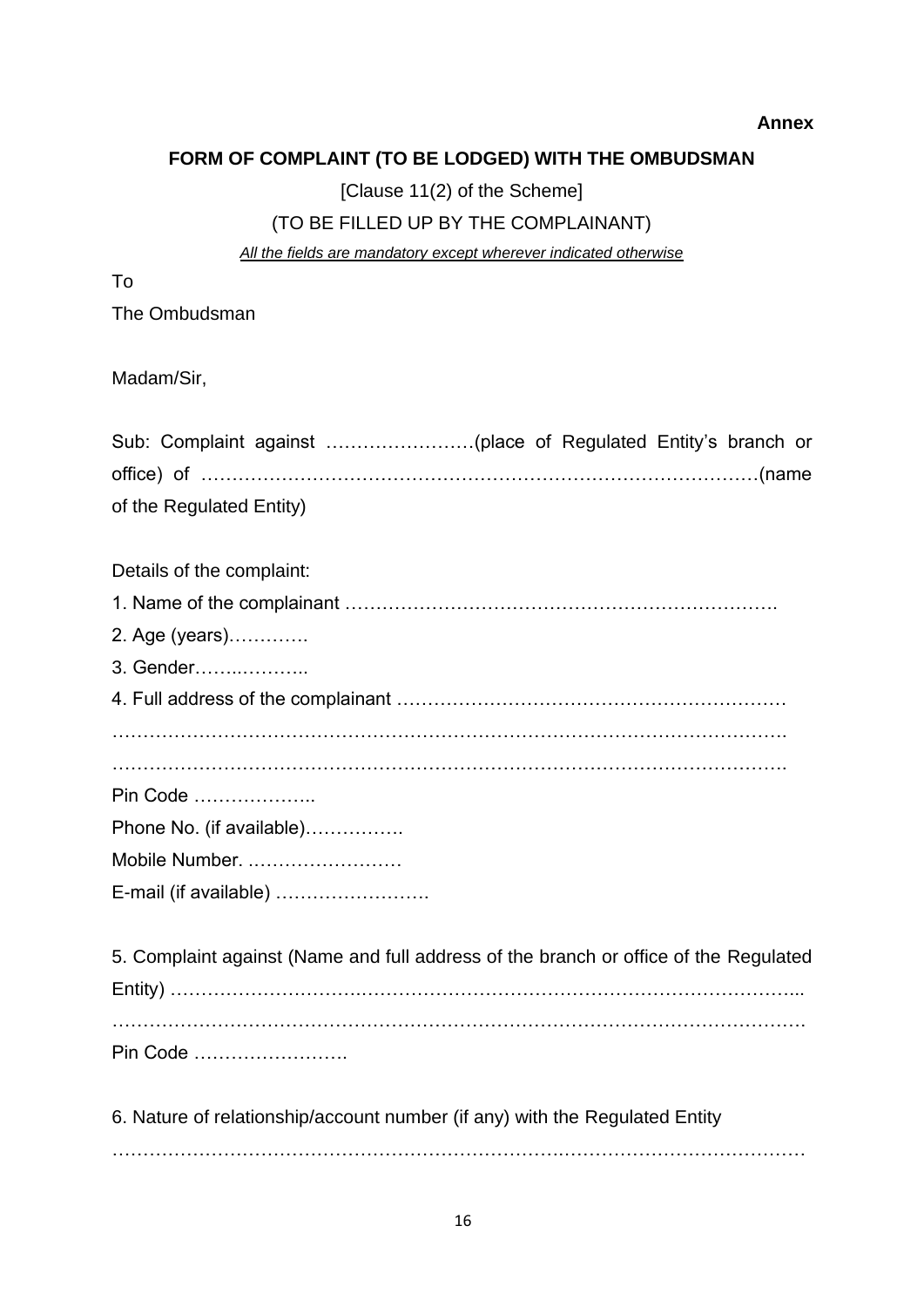**Annex**

## FORM OF COMPLAINT (TO BE LODGED) WITH THE OMBUDSMAN

[Clause 11(2) of the Scheme]

(TO BE FILLED UP BY THE COMPLAINANT)

*All the fields are mandatory except wherever indicated otherwise*

To

The Ombudsman

Madam/Sir,

Sub: Complaint against ……………………(place of Regulated Entity's branch or office) of ……………………………………………………………………………(name of the Regulated Entity)

Details of the complaint:

1. Name of the complainant …………………………………………………………….
2. Age (years)………….
3. Gender……..………..
4. Full address of the complainant ………………………………………………………
   ……………………………………………………………………………………………….
   ……………………………………………………………………………………………….
   Pin Code ………………..
   Phone No. (if available)…………….
   Mobile Number. ……………………
   E-mail (if available) …………………….
5. Complaint against (Name and full address of the branch or office of the Regulated Entity) ……………………………………………………………………………………..
   ……………………………………………………………………………………………….
   Pin Code …………………….
6. Nature of relationship/account number (if any) with the Regulated Entity
   ………………………………………………………………………………………………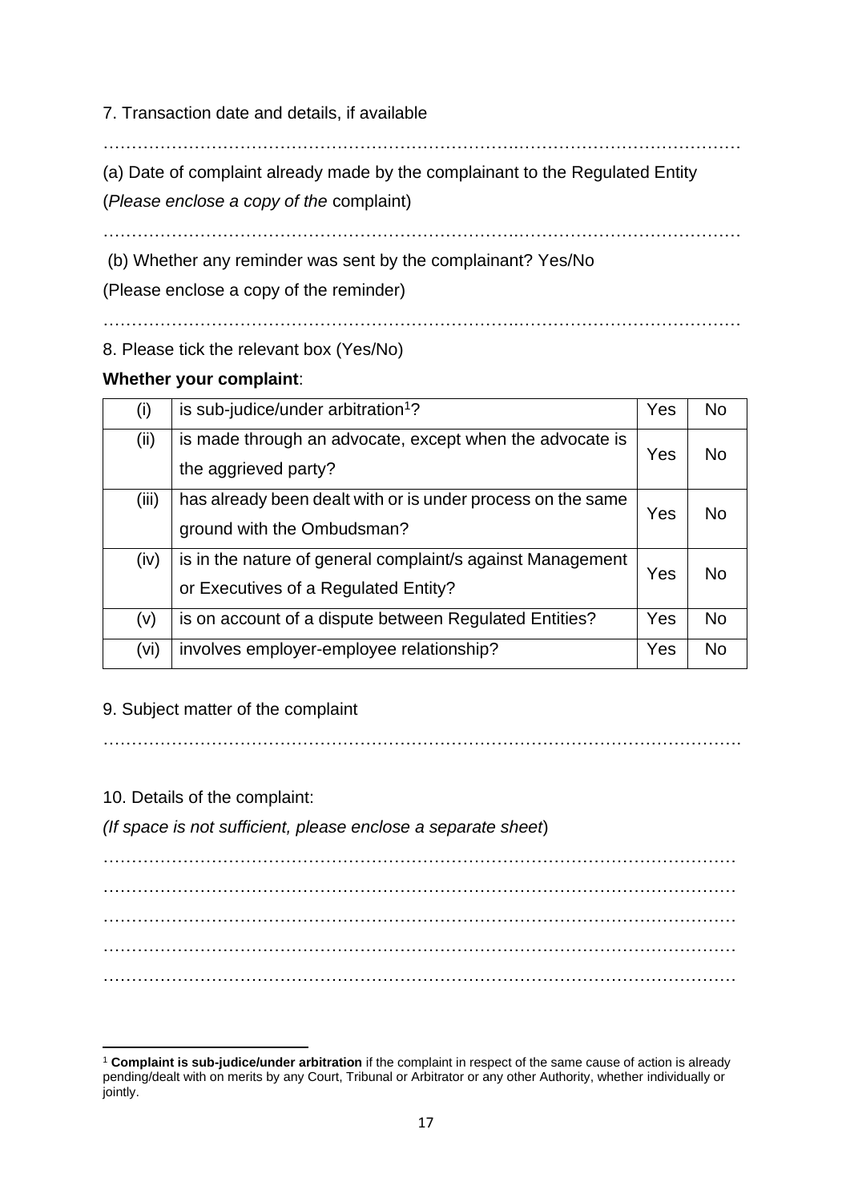7. Transaction date and details, if available

…………………………………………………………………………………………………

(a) Date of complaint already made by the complainant to the Regulated Entity

(*Please enclose a copy of the* complaint)

…………………………………………………………………………………………………

(b) Whether any reminder was sent by the complainant? Yes/No

(Please enclose a copy of the reminder)

…………………………………………………………………………………………………

8. Please tick the relevant box (Yes/No)

**Whether your complaint**:

| (i) | is sub-judice/under arbitration[1]? | Yes | No |
|---|---|---|---|
| (ii) | is made through an advocate, except when the advocate is the aggrieved party? | Yes | No |
| (iii) | has already been dealt with or is under process on the same ground with the Ombudsman? | Yes | No |
| (iv) | is in the nature of general complaint/s against Management or Executives of a Regulated Entity? | Yes | No |
| (v) | is on account of a dispute between Regulated Entities? | Yes | No |
| (vi) | involves employer-employee relationship? | Yes | No |

9. Subject matter of the complaint

…………………………………………………………………………………………………

10. Details of the complaint:

*(If space is not sufficient, please enclose a separate sheet*)

…………………………………………………………………………………………………
…………………………………………………………………………………………………
…………………………………………………………………………………………………
…………………………………………………………………………………………………
…………………………………………………………………………………………………

[1] **Complaint is sub-judice/under arbitration** if the complaint in respect of the same cause of action is already pending/dealt with on merits by any Court, Tribunal or Arbitrator or any other Authority, whether individually or jointly.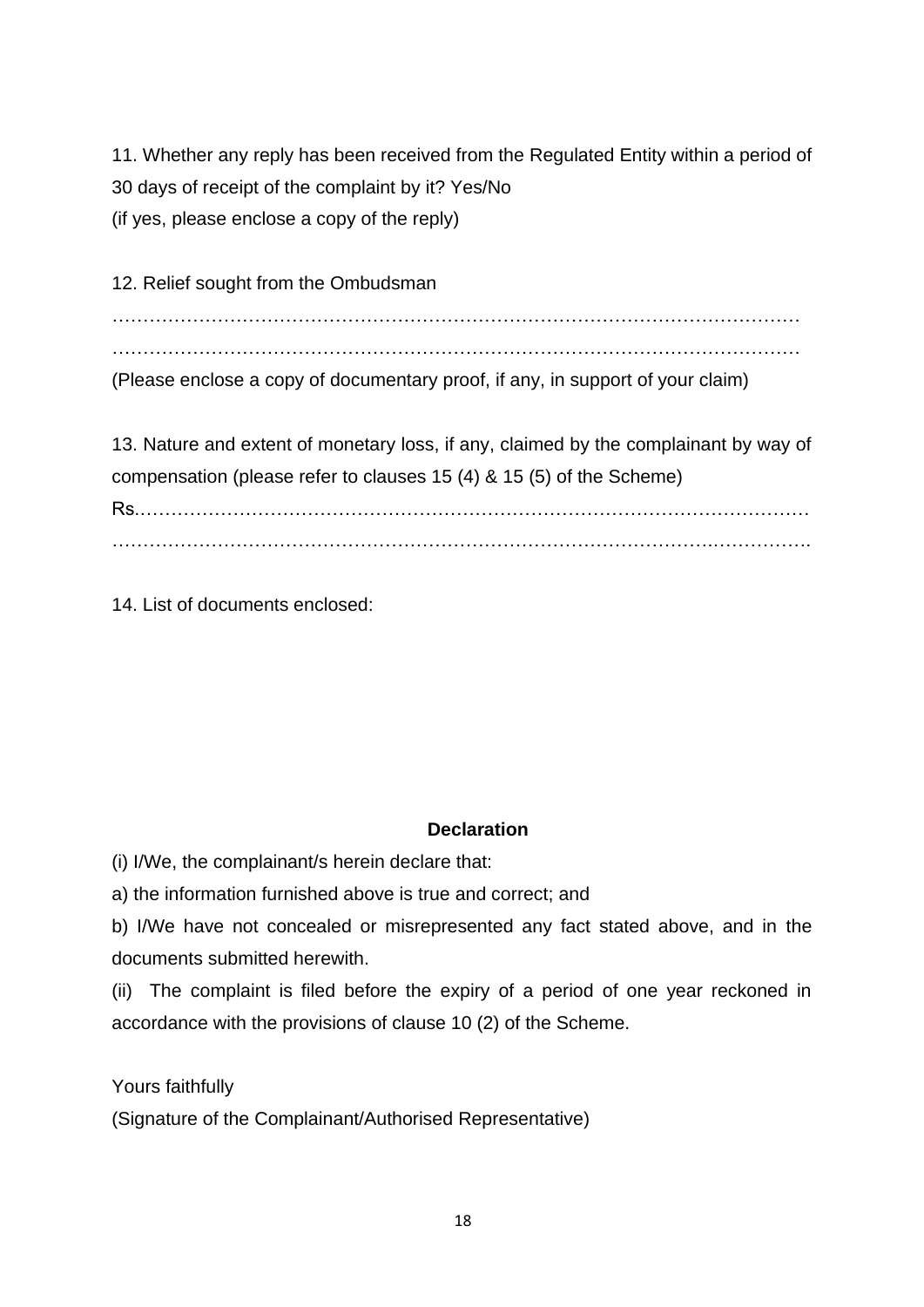11. Whether any reply has been received from the Regulated Entity within a period of 30 days of receipt of the complaint by it? Yes/No
(if yes, please enclose a copy of the reply)

12. Relief sought from the Ombudsman
…………………………………………………………………………………………………
…………………………………………………………………………………………………
(Please enclose a copy of documentary proof, if any, in support of your claim)

13. Nature and extent of monetary loss, if any, claimed by the complainant by way of compensation (please refer to clauses 15 (4) & 15 (5) of the Scheme)
Rs.…………………………………………………………………………………………………
………………………………………………………………………………………………….

14. List of documents enclosed:

**Declaration**

(i) I/We, the complainant/s herein declare that:

a) the information furnished above is true and correct; and

b) I/We have not concealed or misrepresented any fact stated above, and in the documents submitted herewith.

(ii) The complaint is filed before the expiry of a period of one year reckoned in accordance with the provisions of clause 10 (2) of the Scheme.

Yours faithfully
(Signature of the Complainant/Authorised Representative)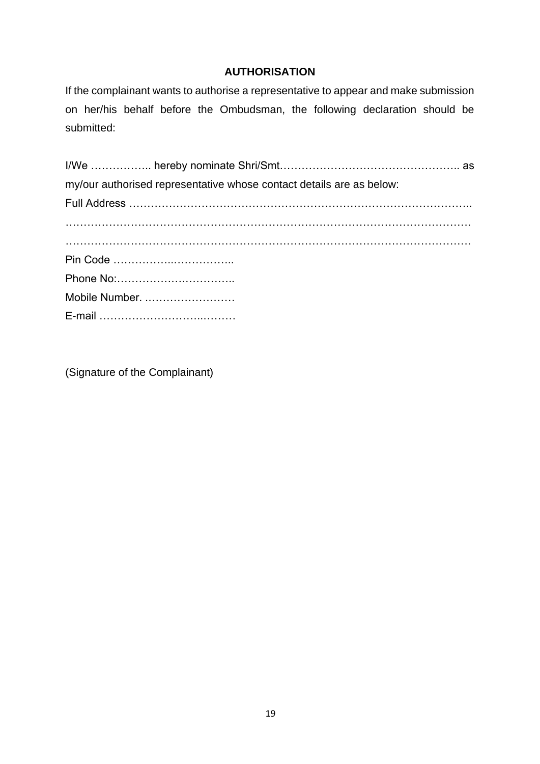## AUTHORISATION

If the complainant wants to authorise a representative to appear and make submission on her/his behalf before the Ombudsman, the following declaration should be submitted:

I/We …………….. hereby nominate Shri/Smt………………………………………….. as my/our authorised representative whose contact details are as below:

Full Address ………………………………………………………………………………..

…………………………………………………………………………………………………

…………………………………………………………………………………………………

Pin Code ……………..……………..

Phone No:…………………………..

Mobile Number. ……………………

E-mail ………………………..………

(Signature of the Complainant)